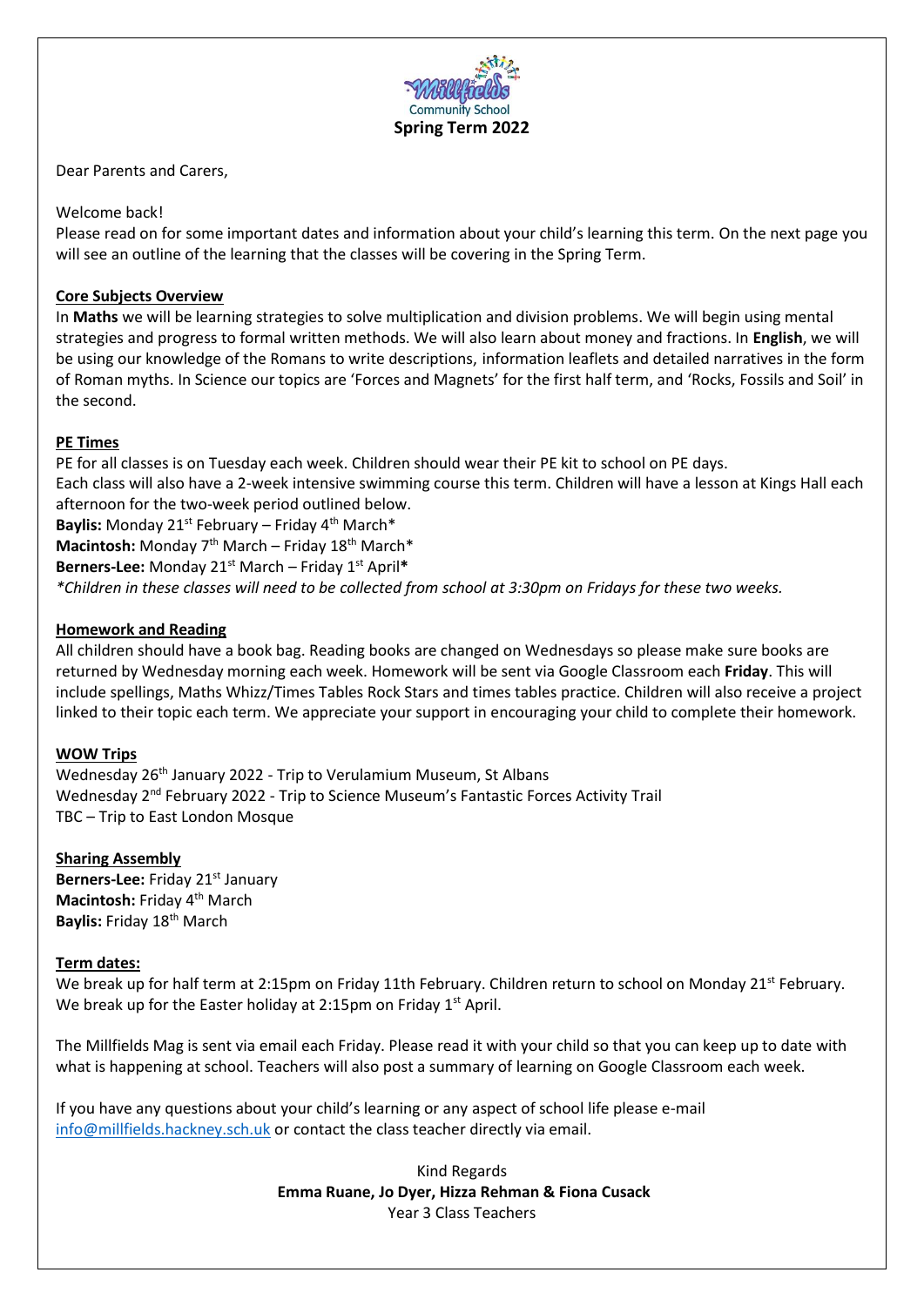Millfields Community School

**Spring Term 2022**

Dear Parents and Carers,

Welcome back!

Please read on for some important dates and information about your child's learning this term. On the next page you will see an outline of the learning that the classes will be covering in the Spring Term.

## Core Subjects Overview

In **Maths** we will be learning strategies to solve multiplication and division problems. We will begin using mental strategies and progress to formal written methods. We will also learn about money and fractions. In **English**, we will be using our knowledge of the Romans to write descriptions, information leaflets and detailed narratives in the form of Roman myths. In Science our topics are 'Forces and Magnets' for the first half term, and 'Rocks, Fossils and Soil' in the second.

## PE Times

PE for all classes is on Tuesday each week. Children should wear their PE kit to school on PE days.

Each class will also have a 2-week intensive swimming course this term. Children will have a lesson at Kings Hall each afternoon for the two-week period outlined below.

**Baylis:** Monday 21st February – Friday 4th March*

**Macintosh:** Monday 7th March – Friday 18th March*

**Berners-Lee:** Monday 21st March – Friday 1st April*

*\*Children in these classes will need to be collected from school at 3:30pm on Fridays for these two weeks.*

## Homework and Reading

All children should have a book bag. Reading books are changed on Wednesdays so please make sure books are returned by Wednesday morning each week. Homework will be sent via Google Classroom each **Friday**. This will include spellings, Maths Whizz/Times Tables Rock Stars and times tables practice. Children will also receive a project linked to their topic each term. We appreciate your support in encouraging your child to complete their homework.

## WOW Trips

Wednesday 26th January 2022 - Trip to Verulamium Museum, St Albans

Wednesday 2nd February 2022 - Trip to Science Museum's Fantastic Forces Activity Trail

TBC – Trip to East London Mosque

## Sharing Assembly

**Berners-Lee:** Friday 21st January

**Macintosh:** Friday 4th March

**Baylis:** Friday 18th March

## Term dates:

We break up for half term at 2:15pm on Friday 11th February. Children return to school on Monday 21st February.

We break up for the Easter holiday at 2:15pm on Friday 1st April.

The Millfields Mag is sent via email each Friday. Please read it with your child so that you can keep up to date with what is happening at school. Teachers will also post a summary of learning on Google Classroom each week.

If you have any questions about your child's learning or any aspect of school life please e-mail info@millfields.hackney.sch.uk or contact the class teacher directly via email.

Kind Regards

**Emma Ruane, Jo Dyer, Hizza Rehman & Fiona Cusack**

Year 3 Class Teachers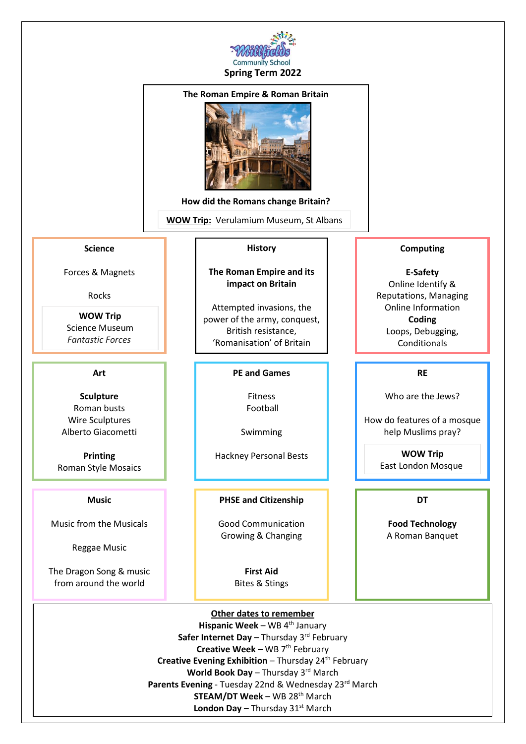Millfields Community School

**Spring Term 2022**

## The Roman Empire & Roman Britain

**How did the Romans change Britain?**

**WOW Trip:** Verulamium Museum, St Albans

### Science

Forces & Magnets

Rocks

**WOW Trip**
Science Museum
*Fantastic Forces*

### History

**The Roman Empire and its impact on Britain**

Attempted invasions, the power of the army, conquest, British resistance, 'Romanisation' of Britain

### Computing

**E-Safety**
Online Identify & Reputations, Managing Online Information

**Coding**
Loops, Debugging, Conditionals

### Art

**Sculpture**
Roman busts
Wire Sculptures
Alberto Giacometti

**Printing**
Roman Style Mosaics

### PE and Games

Fitness
Football

Swimming

Hackney Personal Bests

### RE

Who are the Jews?

How do features of a mosque help Muslims pray?

**WOW Trip**
East London Mosque

### Music

Music from the Musicals

Reggae Music

The Dragon Song & music from around the world

### PHSE and Citizenship

Good Communication
Growing & Changing

**First Aid**
Bites & Stings

### DT

**Food Technology**
A Roman Banquet

**Other dates to remember**

**Hispanic Week** – WB 4th January
**Safer Internet Day** – Thursday 3rd February
**Creative Week** – WB 7th February
**Creative Evening Exhibition** – Thursday 24th February
**World Book Day** – Thursday 3rd March
**Parents Evening** - Tuesday 22nd & Wednesday 23rd March
**STEAM/DT Week** – WB 28th March
**London Day** – Thursday 31st March